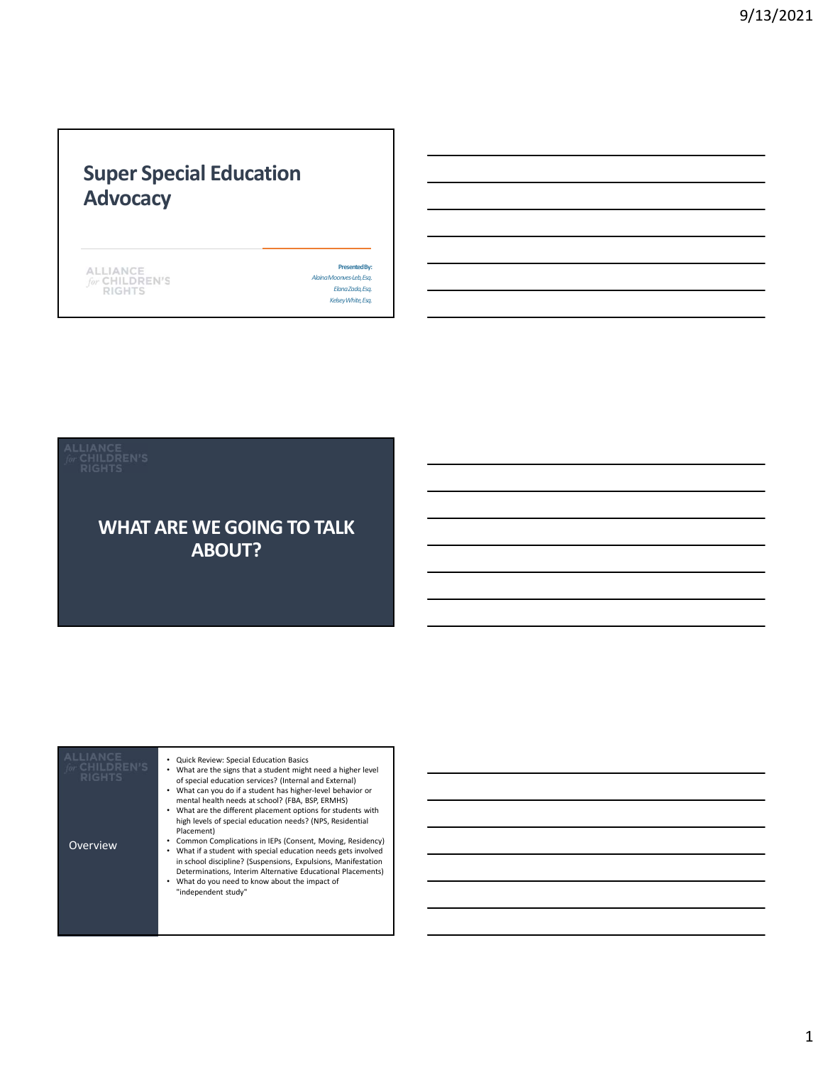# Super Special Education Advocacy

ALLIANCE *for* CHILDREN'S RIGHTS

**Presented By:**
*Alaina Moonves-Leb, Esq.*
*Elana Zada, Esq.*
*Kelsey White, Esq.*

---

ALLIANCE *for* CHILDREN'S RIGHTS

## WHAT ARE WE GOING TO TALK ABOUT?

---

ALLIANCE *for* CHILDREN'S RIGHTS

### Overview

- Quick Review: Special Education Basics
- What are the signs that a student might need a higher level of special education services? (Internal and External)
- What can you do if a student has higher-level behavior or mental health needs at school? (FBA, BSP, ERMHS)
- What are the different placement options for students with high levels of special education needs? (NPS, Residential Placement)
- Common Complications in IEPs (Consent, Moving, Residency)
- What if a student with special education needs gets involved in school discipline? (Suspensions, Expulsions, Manifestation Determinations, Interim Alternative Educational Placements)
- What do you need to know about the impact of "independent study"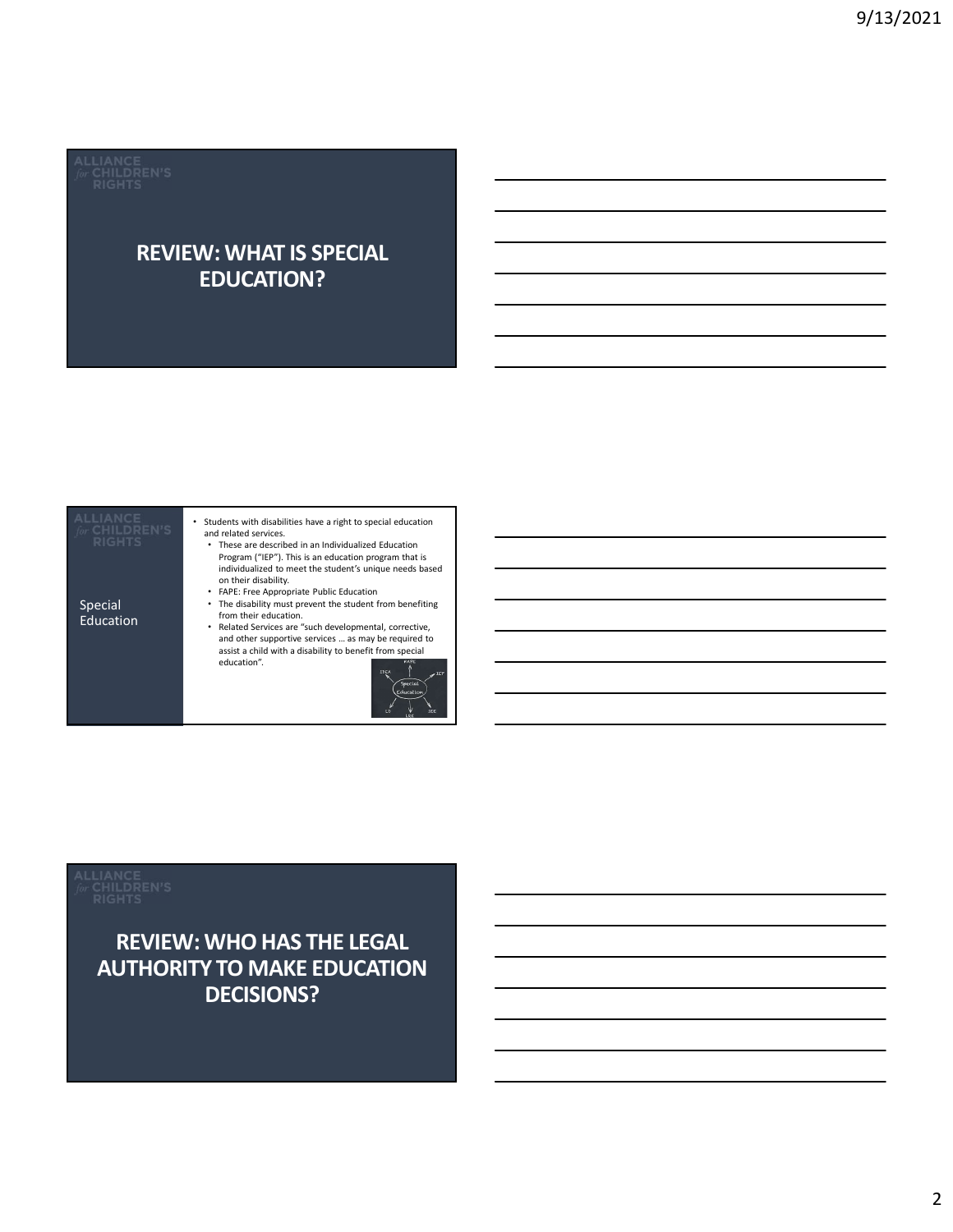## REVIEW: WHAT IS SPECIAL EDUCATION?

### Special Education

- Students with disabilities have a right to special education and related services.
  - These are described in an Individualized Education Program ("IEP"). This is an education program that is individualized to meet the student's unique needs based on their disability.
  - FAPE: Free Appropriate Public Education
  - The disability must prevent the student from benefiting from their education.
  - Related Services are "such developmental, corrective, and other supportive services … as may be required to assist a child with a disability to benefit from special education".

## REVIEW: WHO HAS THE LEGAL AUTHORITY TO MAKE EDUCATION DECISIONS?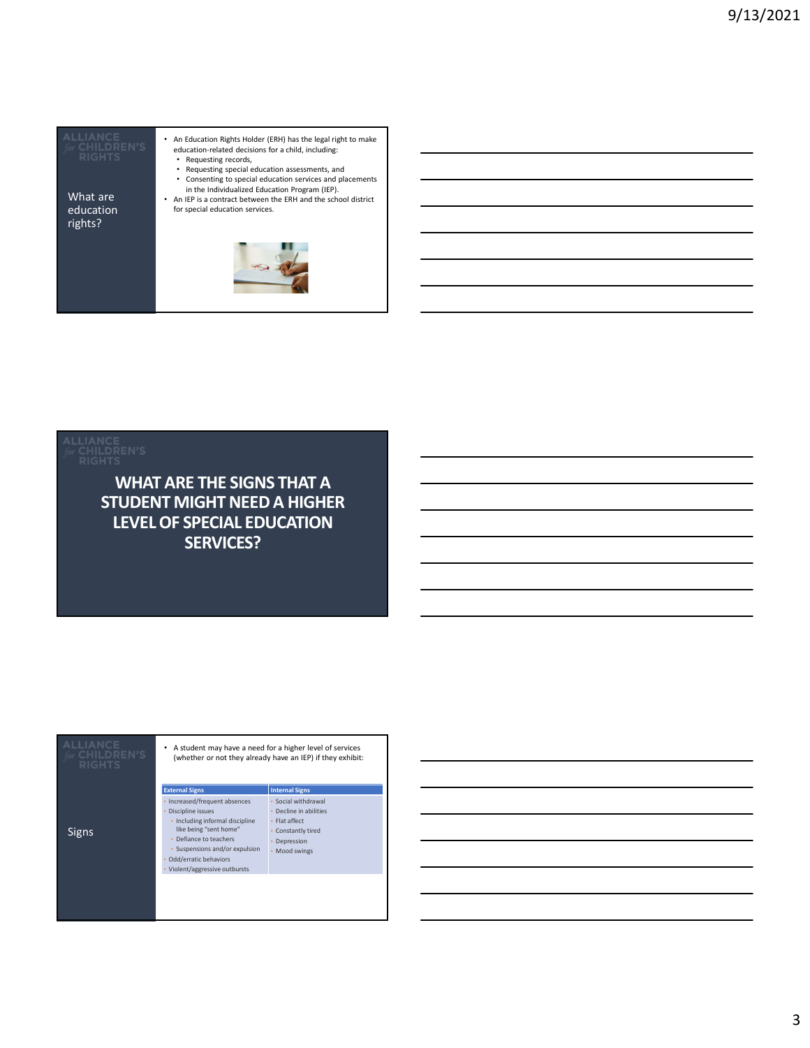## What are education rights?

- An Education Rights Holder (ERH) has the legal right to make education-related decisions for a child, including:
  - Requesting records,
  - Requesting special education assessments, and
  - Consenting to special education services and placements in the Individualized Education Program (IEP).
- An IEP is a contract between the ERH and the school district for special education services.

## WHAT ARE THE SIGNS THAT A STUDENT MIGHT NEED A HIGHER LEVEL OF SPECIAL EDUCATION SERVICES?

## Signs

- A student may have a need for a higher level of services (whether or not they already have an IEP) if they exhibit:

| External Signs | Internal Signs |
|---|---|
| • Increased/frequent absences<br>• Discipline issues<br>  • Including informal discipline like being "sent home"<br>  • Defiance to teachers<br>  • Suspensions and/or expulsion<br>• Odd/erratic behaviors<br>• Violent/aggressive outbursts | • Social withdrawal<br>• Decline in abilities<br>• Flat affect<br>• Constantly tired<br>• Depression<br>• Mood swings |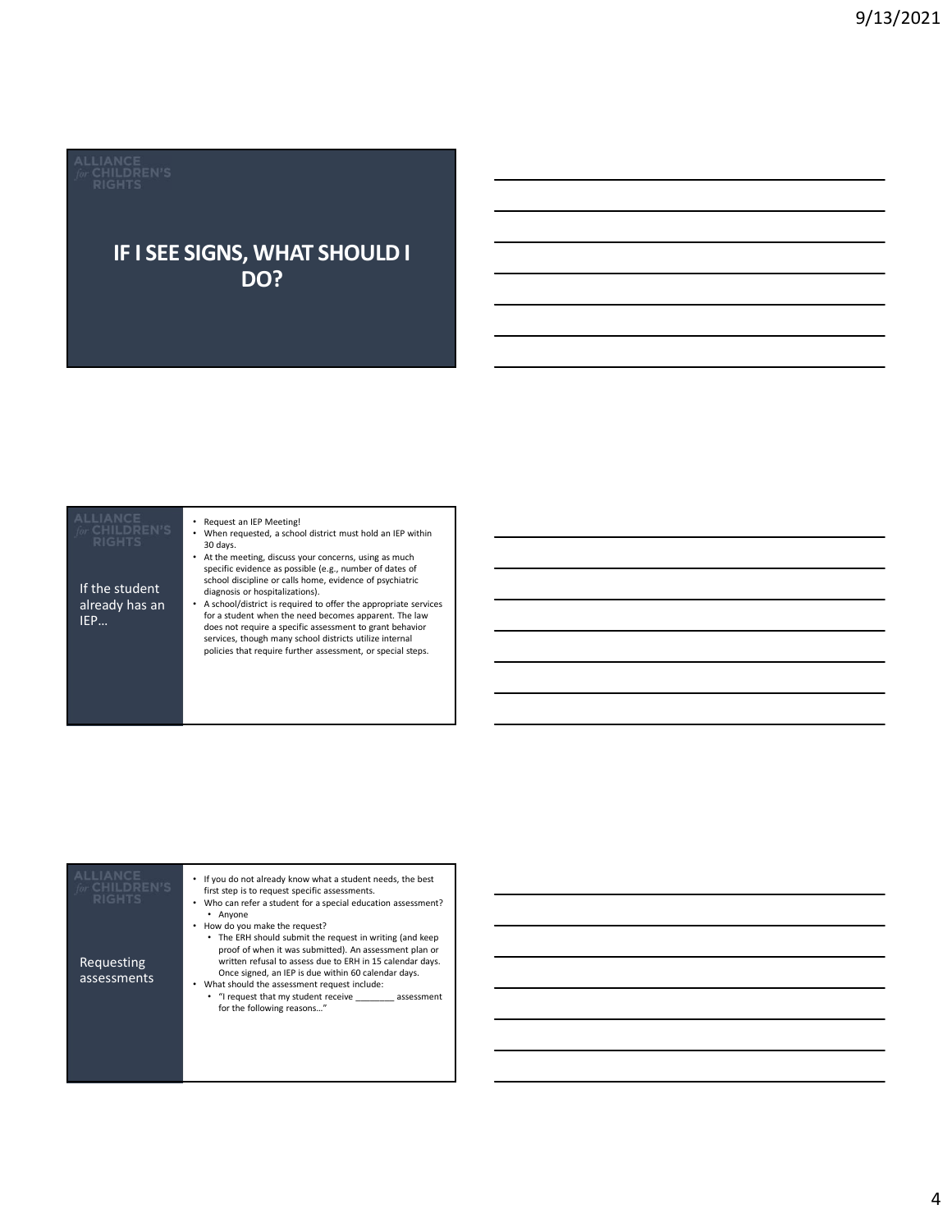# IF I SEE SIGNS, WHAT SHOULD I DO?

## If the student already has an IEP…

- Request an IEP Meeting!
- When requested, a school district must hold an IEP within 30 days.
- At the meeting, discuss your concerns, using as much specific evidence as possible (e.g., number of dates of school discipline or calls home, evidence of psychiatric diagnosis or hospitalizations).
- A school/district is required to offer the appropriate services for a student when the need becomes apparent. The law does not require a specific assessment to grant behavior services, though many school districts utilize internal policies that require further assessment, or special steps.

## Requesting assessments

- If you do not already know what a student needs, the best first step is to request specific assessments.
- Who can refer a student for a special education assessment?
  - Anyone
- How do you make the request?
  - The ERH should submit the request in writing (and keep proof of when it was submitted). An assessment plan or written refusal to assess due to ERH in 15 calendar days. Once signed, an IEP is due within 60 calendar days.
- What should the assessment request include:
  - "I request that my student receive ________ assessment for the following reasons…"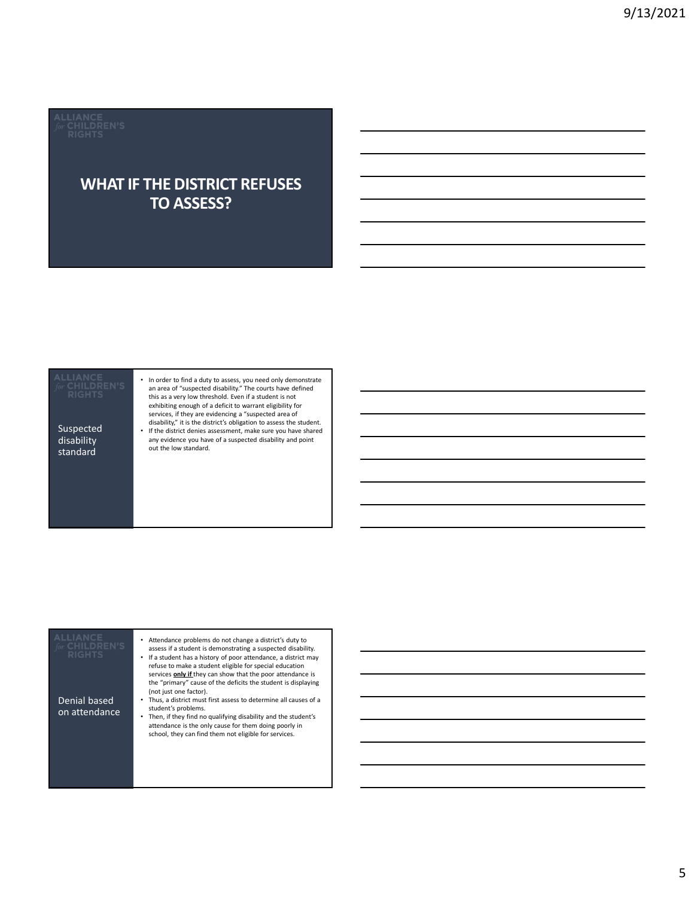# WHAT IF THE DISTRICT REFUSES TO ASSESS?

## Suspected disability standard

- In order to find a duty to assess, you need only demonstrate an area of "suspected disability." The courts have defined this as a very low threshold. Even if a student is not exhibiting enough of a deficit to warrant eligibility for services, if they are evidencing a "suspected area of disability," it is the district's obligation to assess the student.
- If the district denies assessment, make sure you have shared any evidence you have of a suspected disability and point out the low standard.

## Denial based on attendance

- Attendance problems do not change a district's duty to assess if a student is demonstrating a suspected disability.
- If a student has a history of poor attendance, a district may refuse to make a student eligible for special education services **only if** they can show that the poor attendance is the "primary" cause of the deficits the student is displaying (not just one factor).
- Thus, a district must first assess to determine all causes of a student's problems.
- Then, if they find no qualifying disability and the student's attendance is the only cause for them doing poorly in school, they can find them not eligible for services.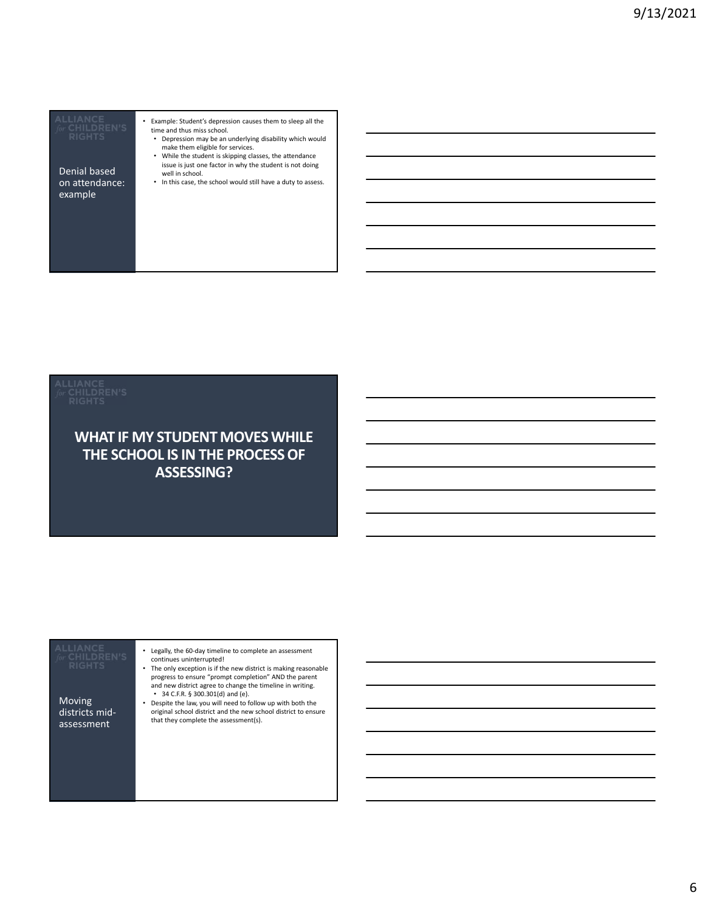## Denial based on attendance: example

- Example: Student's depression causes them to sleep all the time and thus miss school.
  - Depression may be an underlying disability which would make them eligible for services.
  - While the student is skipping classes, the attendance issue is just one factor in why the student is not doing well in school.
  - In this case, the school would still have a duty to assess.

## WHAT IF MY STUDENT MOVES WHILE THE SCHOOL IS IN THE PROCESS OF ASSESSING?

## Moving districts mid-assessment

- Legally, the 60-day timeline to complete an assessment continues uninterrupted!
- The only exception is if the new district is making reasonable progress to ensure "prompt completion" AND the parent and new district agree to change the timeline in writing.
  - 34 C.F.R. § 300.301(d) and (e).
- Despite the law, you will need to follow up with both the original school district and the new school district to ensure that they complete the assessment(s).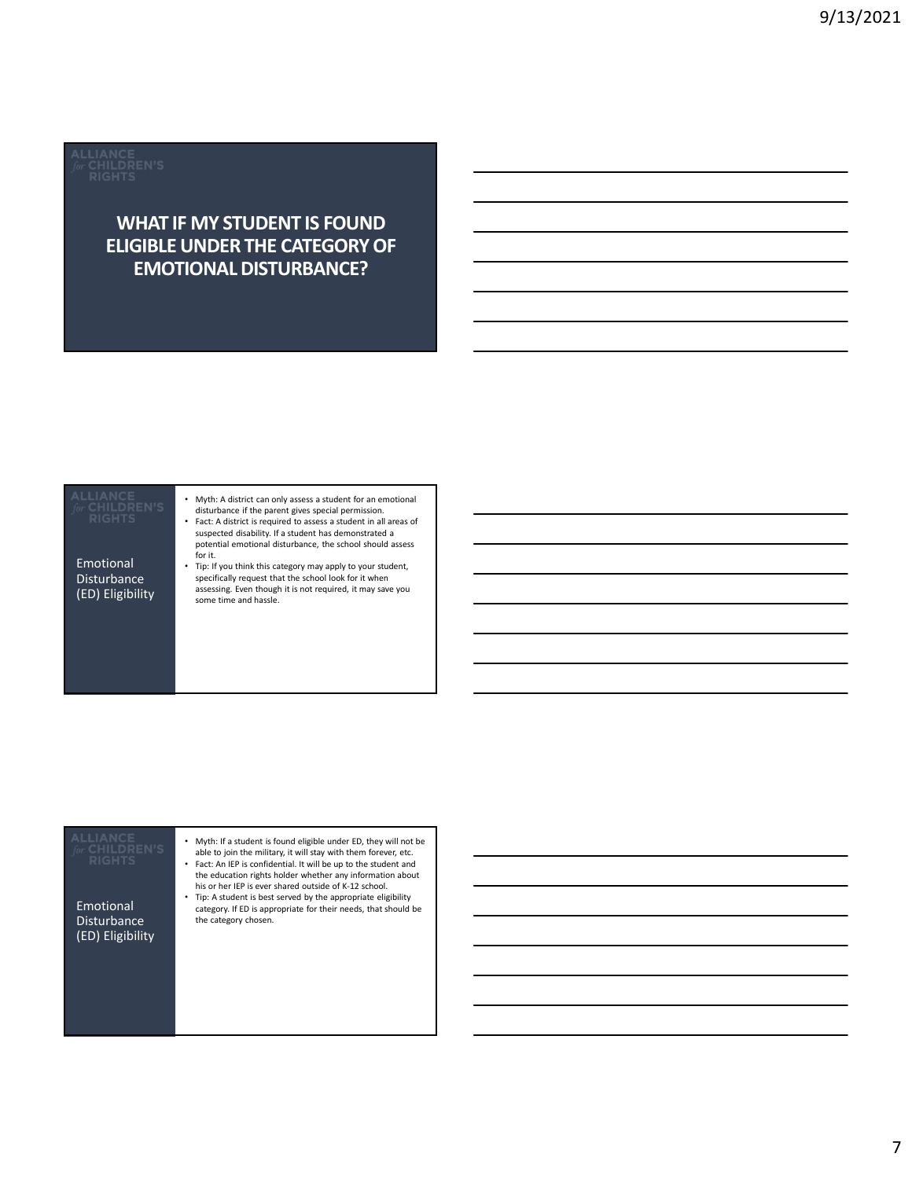# WHAT IF MY STUDENT IS FOUND ELIGIBLE UNDER THE CATEGORY OF EMOTIONAL DISTURBANCE?

## Emotional Disturbance (ED) Eligibility

- Myth: A district can only assess a student for an emotional disturbance if the parent gives special permission.
- Fact: A district is required to assess a student in all areas of suspected disability. If a student has demonstrated a potential emotional disturbance, the school should assess for it.
- Tip: If you think this category may apply to your student, specifically request that the school look for it when assessing. Even though it is not required, it may save you some time and hassle.

## Emotional Disturbance (ED) Eligibility

- Myth: If a student is found eligible under ED, they will not be able to join the military, it will stay with them forever, etc.
- Fact: An IEP is confidential. It will be up to the student and the education rights holder whether any information about his or her IEP is ever shared outside of K-12 school.
- Tip: A student is best served by the appropriate eligibility category. If ED is appropriate for their needs, that should be the category chosen.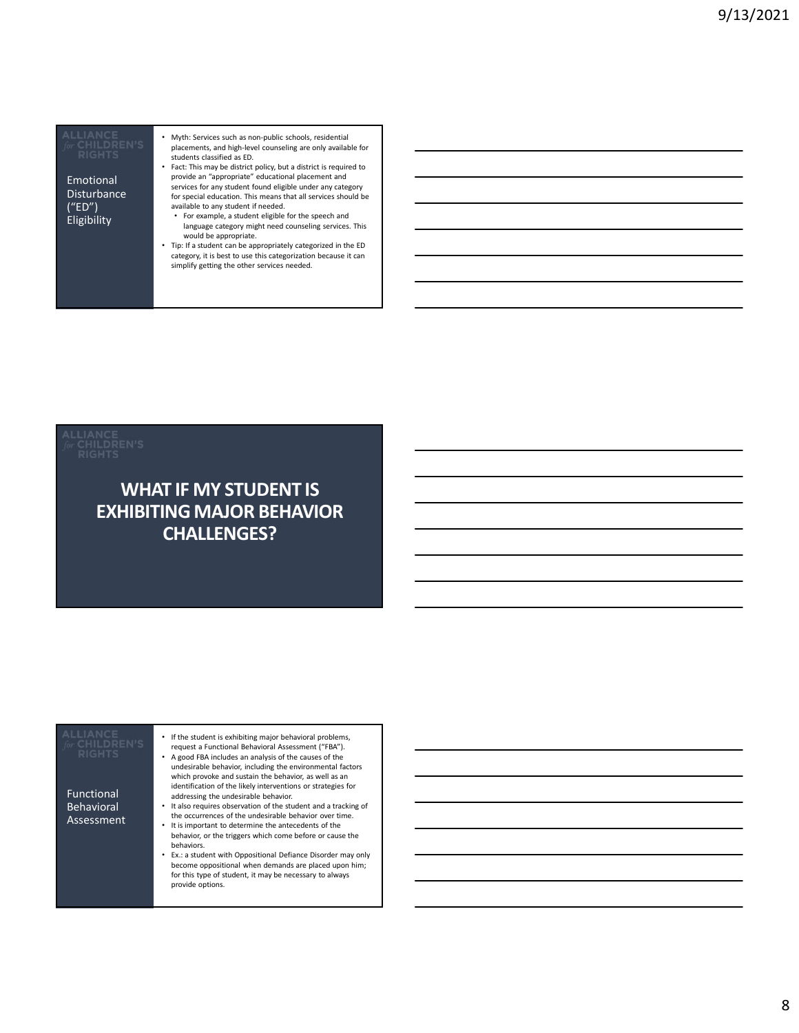## Emotional Disturbance ("ED") Eligibility

- Myth: Services such as non-public schools, residential placements, and high-level counseling are only available for students classified as ED.
- Fact: This may be district policy, but a district is required to provide an "appropriate" educational placement and services for any student found eligible under any category for special education. This means that all services should be available to any student if needed.
  - For example, a student eligible for the speech and language category might need counseling services. This would be appropriate.
- Tip: If a student can be appropriately categorized in the ED category, it is best to use this categorization because it can simplify getting the other services needed.

## WHAT IF MY STUDENT IS EXHIBITING MAJOR BEHAVIOR CHALLENGES?

## Functional Behavioral Assessment

- If the student is exhibiting major behavioral problems, request a Functional Behavioral Assessment ("FBA").
- A good FBA includes an analysis of the causes of the undesirable behavior, including the environmental factors which provoke and sustain the behavior, as well as an identification of the likely interventions or strategies for addressing the undesirable behavior.
- It also requires observation of the student and a tracking of the occurrences of the undesirable behavior over time.
- It is important to determine the antecedents of the behavior, or the triggers which come before or cause the behaviors.
- Ex.: a student with Oppositional Defiance Disorder may only become oppositional when demands are placed upon him; for this type of student, it may be necessary to always provide options.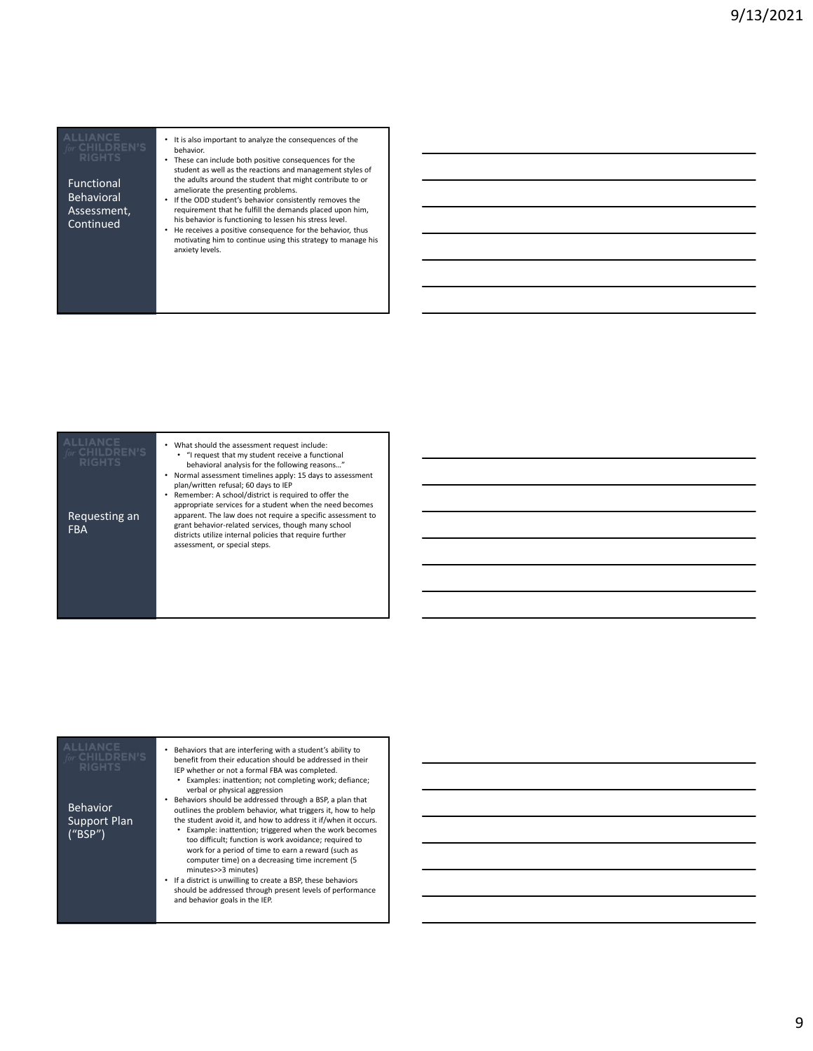## Functional Behavioral Assessment, Continued

- It is also important to analyze the consequences of the behavior.
- These can include both positive consequences for the student as well as the reactions and management styles of the adults around the student that might contribute to or ameliorate the presenting problems.
- If the ODD student's behavior consistently removes the requirement that he fulfill the demands placed upon him, his behavior is functioning to lessen his stress level.
- He receives a positive consequence for the behavior, thus motivating him to continue using this strategy to manage his anxiety levels.

## Requesting an FBA

- What should the assessment request include:
  - "I request that my student receive a functional behavioral analysis for the following reasons…"
- Normal assessment timelines apply: 15 days to assessment plan/written refusal; 60 days to IEP
- Remember: A school/district is required to offer the appropriate services for a student when the need becomes apparent. The law does not require a specific assessment to grant behavior-related services, though many school districts utilize internal policies that require further assessment, or special steps.

## Behavior Support Plan ("BSP")

- Behaviors that are interfering with a student's ability to benefit from their education should be addressed in their IEP whether or not a formal FBA was completed.
  - Examples: inattention; not completing work; defiance; verbal or physical aggression
- Behaviors should be addressed through a BSP, a plan that outlines the problem behavior, what triggers it, how to help the student avoid it, and how to address it if/when it occurs.
  - Example: inattention; triggered when the work becomes too difficult; function is work avoidance; required to work for a period of time to earn a reward (such as computer time) on a decreasing time increment (5 minutes>>3 minutes)
- If a district is unwilling to create a BSP, these behaviors should be addressed through present levels of performance and behavior goals in the IEP.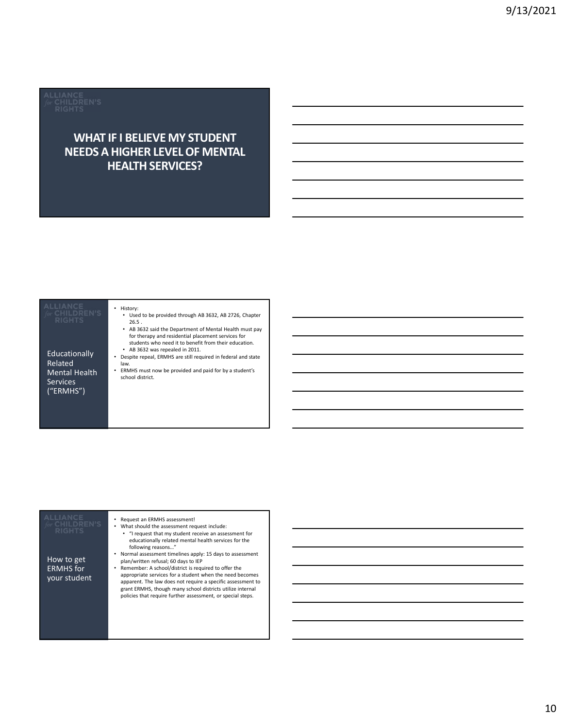## WHAT IF I BELIEVE MY STUDENT NEEDS A HIGHER LEVEL OF MENTAL HEALTH SERVICES?

### Educationally Related Mental Health Services ("ERMHS")

- History:
  - Used to be provided through AB 3632, AB 2726, Chapter 26.5 .
  - AB 3632 said the Department of Mental Health must pay for therapy and residential placement services for students who need it to benefit from their education.
  - AB 3632 was repealed in 2011.
- Despite repeal, ERMHS are still required in federal and state law.
- ERMHS must now be provided and paid for by a student's school district.

### How to get ERMHS for your student

- Request an ERMHS assessment!
- What should the assessment request include:
  - "I request that my student receive an assessment for educationally related mental health services for the following reasons…"
- Normal assessment timelines apply: 15 days to assessment plan/written refusal; 60 days to IEP
- Remember: A school/district is required to offer the appropriate services for a student when the need becomes apparent. The law does not require a specific assessment to grant ERMHS, though many school districts utilize internal policies that require further assessment, or special steps.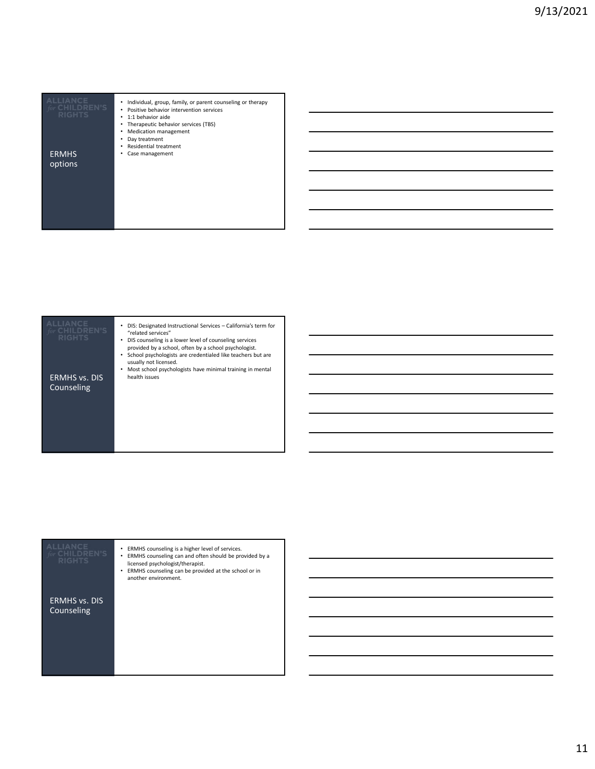## ERMHS options

- Individual, group, family, or parent counseling or therapy
- Positive behavior intervention services
- 1:1 behavior aide
- Therapeutic behavior services (TBS)
- Medication management
- Day treatment
- Residential treatment
- Case management

## ERMHS vs. DIS Counseling

- DIS: Designated Instructional Services – California's term for "related services"
- DIS counseling is a lower level of counseling services provided by a school, often by a school psychologist.
- School psychologists are credentialed like teachers but are usually not licensed.
- Most school psychologists have minimal training in mental health issues

## ERMHS vs. DIS Counseling

- ERMHS counseling is a higher level of services.
- ERMHS counseling can and often should be provided by a licensed psychologist/therapist.
- ERMHS counseling can be provided at the school or in another environment.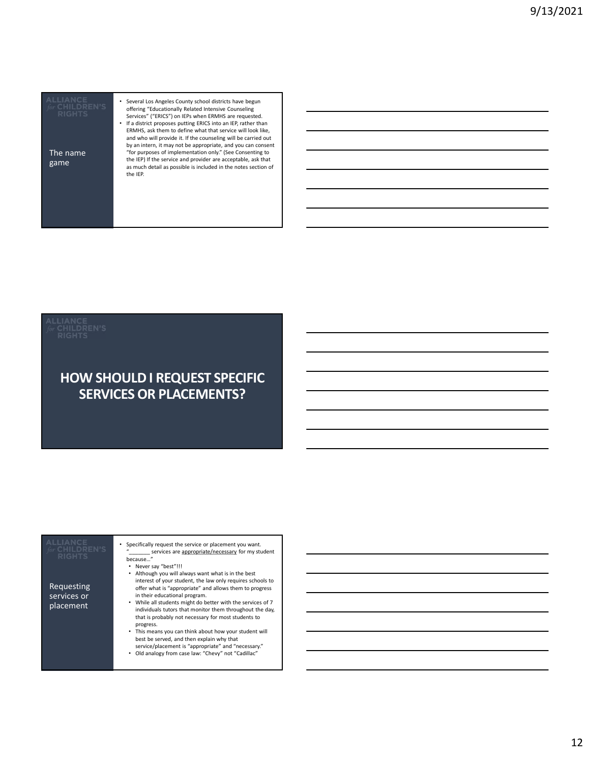## The name game

- Several Los Angeles County school districts have begun offering "Educationally Related Intensive Counseling Services" ("ERICS") on IEPs when ERMHS are requested.
- If a district proposes putting ERICS into an IEP, rather than ERMHS, ask them to define what that service will look like, and who will provide it. If the counseling will be carried out by an intern, it may not be appropriate, and you can consent "for purposes of implementation only." (See Consenting to the IEP) If the service and provider are acceptable, ask that as much detail as possible is included in the notes section of the IEP.

## HOW SHOULD I REQUEST SPECIFIC SERVICES OR PLACEMENTS?

## Requesting services or placement

- Specifically request the service or placement you want. "_______ services are <u>appropriate/necessary</u> for my student because…"
  - Never say "best"!!!
  - Although you will always want what is in the best interest of your student, the law only requires schools to offer what is "appropriate" and allows them to progress in their educational program.
  - While all students might do better with the services of 7 individuals tutors that monitor them throughout the day, that is probably not necessary for most students to progress.
  - This means you can think about how your student will best be served, and then explain why that service/placement is "appropriate" and "necessary."
  - Old analogy from case law: "Chevy" not "Cadillac"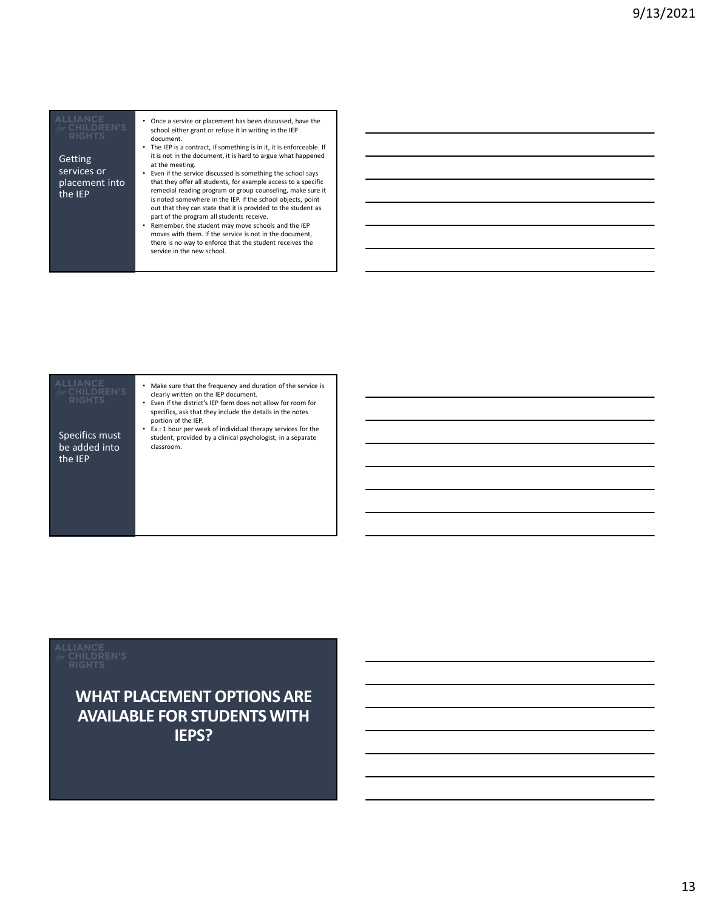## Getting services or placement into the IEP

- Once a service or placement has been discussed, have the school either grant or refuse it in writing in the IEP document.
- The IEP is a contract, if something is in it, it is enforceable. If it is not in the document, it is hard to argue what happened at the meeting.
- Even if the service discussed is something the school says that they offer all students, for example access to a specific remedial reading program or group counseling, make sure it is noted somewhere in the IEP. If the school objects, point out that they can state that it is provided to the student as part of the program all students receive.
- Remember, the student may move schools and the IEP moves with them. If the service is not in the document, there is no way to enforce that the student receives the service in the new school.

## Specifics must be added into the IEP

- Make sure that the frequency and duration of the service is clearly written on the IEP document.
- Even if the district's IEP form does not allow for room for specifics, ask that they include the details in the notes portion of the IEP.
- Ex.: 1 hour per week of individual therapy services for the student, provided by a clinical psychologist, in a separate classroom.

# WHAT PLACEMENT OPTIONS ARE AVAILABLE FOR STUDENTS WITH IEPS?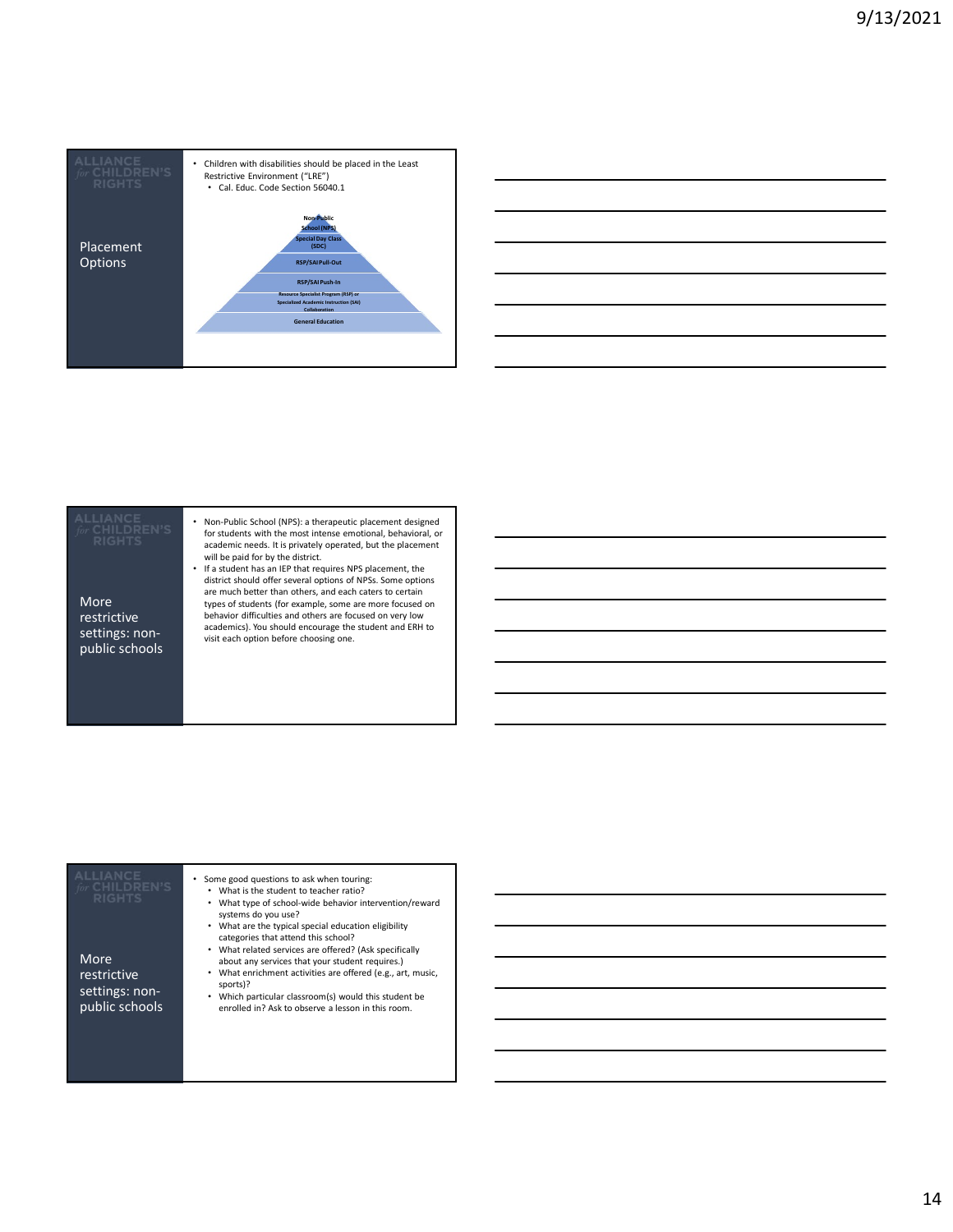## Placement Options

- Children with disabilities should be placed in the Least Restrictive Environment ("LRE")
  - Cal. Educ. Code Section 56040.1

Non-Public School (NPS)
Special Day Class (SDC)
RSP/SAI Pull-Out
RSP/SAI Push-In
Resource Specialist Program (RSP) or Specialized Academic Instruction (SAI) Collaboration
General Education

## More restrictive settings: non-public schools

- Non-Public School (NPS): a therapeutic placement designed for students with the most intense emotional, behavioral, or academic needs. It is privately operated, but the placement will be paid for by the district.
- If a student has an IEP that requires NPS placement, the district should offer several options of NPSs. Some options are much better than others, and each caters to certain types of students (for example, some are more focused on behavior difficulties and others are focused on very low academics). You should encourage the student and ERH to visit each option before choosing one.

## More restrictive settings: non-public schools

- Some good questions to ask when touring:
  - What is the student to teacher ratio?
  - What type of school-wide behavior intervention/reward systems do you use?
  - What are the typical special education eligibility categories that attend this school?
  - What related services are offered? (Ask specifically about any services that your student requires.)
  - What enrichment activities are offered (e.g., art, music, sports)?
  - Which particular classroom(s) would this student be enrolled in? Ask to observe a lesson in this room.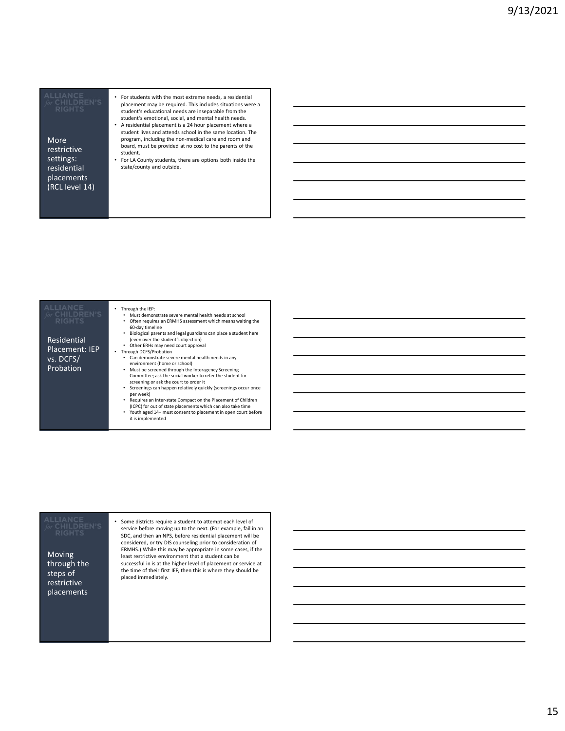## More restrictive settings: residential placements (RCL level 14)

- For students with the most extreme needs, a residential placement may be required. This includes situations were a student's educational needs are inseparable from the student's emotional, social, and mental health needs.
- A residential placement is a 24 hour placement where a student lives and attends school in the same location. The program, including the non-medical care and room and board, must be provided at no cost to the parents of the student.
- For LA County students, there are options both inside the state/county and outside.

## Residential Placement: IEP vs. DCFS/ Probation

- Through the IEP:
  - Must demonstrate severe mental health needs at school
  - Often requires an ERMHS assessment which means waiting the 60-day timeline
  - Biological parents and legal guardians can place a student here (even over the student's objection)
  - Other ERHs may need court approval
- Through DCFS/Probation
  - Can demonstrate severe mental health needs in any environment (home or school)
  - Must be screened through the Interagency Screening Committee; ask the social worker to refer the student for screening or ask the court to order it
  - Screenings can happen relatively quickly (screenings occur once per week)
  - Requires an Inter-state Compact on the Placement of Children (ICPC) for out of state placements which can also take time
  - Youth aged 14+ must consent to placement in open court before it is implemented

## Moving through the steps of restrictive placements

- Some districts require a student to attempt each level of service before moving up to the next. (For example, fail in an SDC, and then an NPS, before residential placement will be considered, or try DIS counseling prior to consideration of ERMHS.) While this may be appropriate in some cases, if the least restrictive environment that a student can be successful in is at the higher level of placement or service at the time of their first IEP, then this is where they should be placed immediately.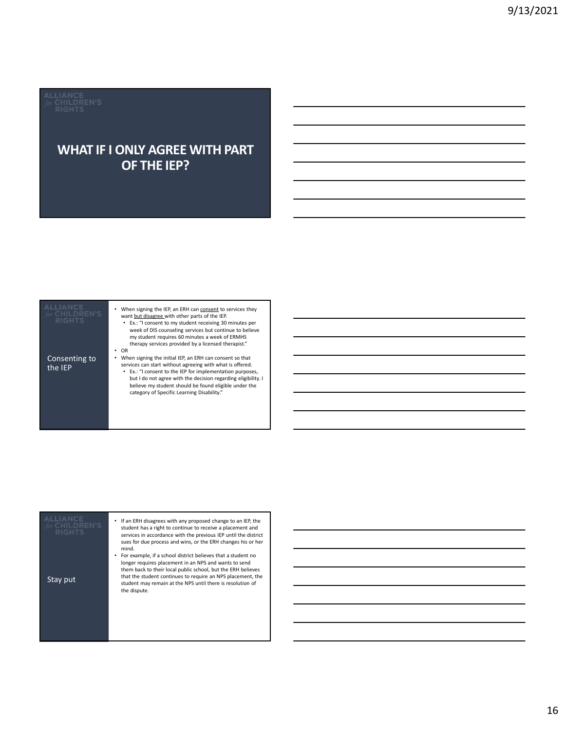# WHAT IF I ONLY AGREE WITH PART OF THE IEP?

## Consenting to the IEP

- When signing the IEP, an ERH can consent to services they want but disagree with other parts of the IEP.
  - Ex.: "I consent to my student receiving 30 minutes per week of DIS counseling services but continue to believe my student requires 60 minutes a week of ERMHS therapy services provided by a licensed therapist."
- OR
- When signing the initial IEP, an ERH can consent so that services can start without agreeing with what is offered.
  - Ex.: "I consent to the IEP for implementation purposes, but I do not agree with the decision regarding eligibility. I believe my student should be found eligible under the category of Specific Learning Disability."

## Stay put

- If an ERH disagrees with any proposed change to an IEP, the student has a right to continue to receive a placement and services in accordance with the previous IEP until the district sues for due process and wins, or the ERH changes his or her mind.
- For example, if a school district believes that a student no longer requires placement in an NPS and wants to send them back to their local public school, but the ERH believes that the student continues to require an NPS placement, the student may remain at the NPS until there is resolution of the dispute.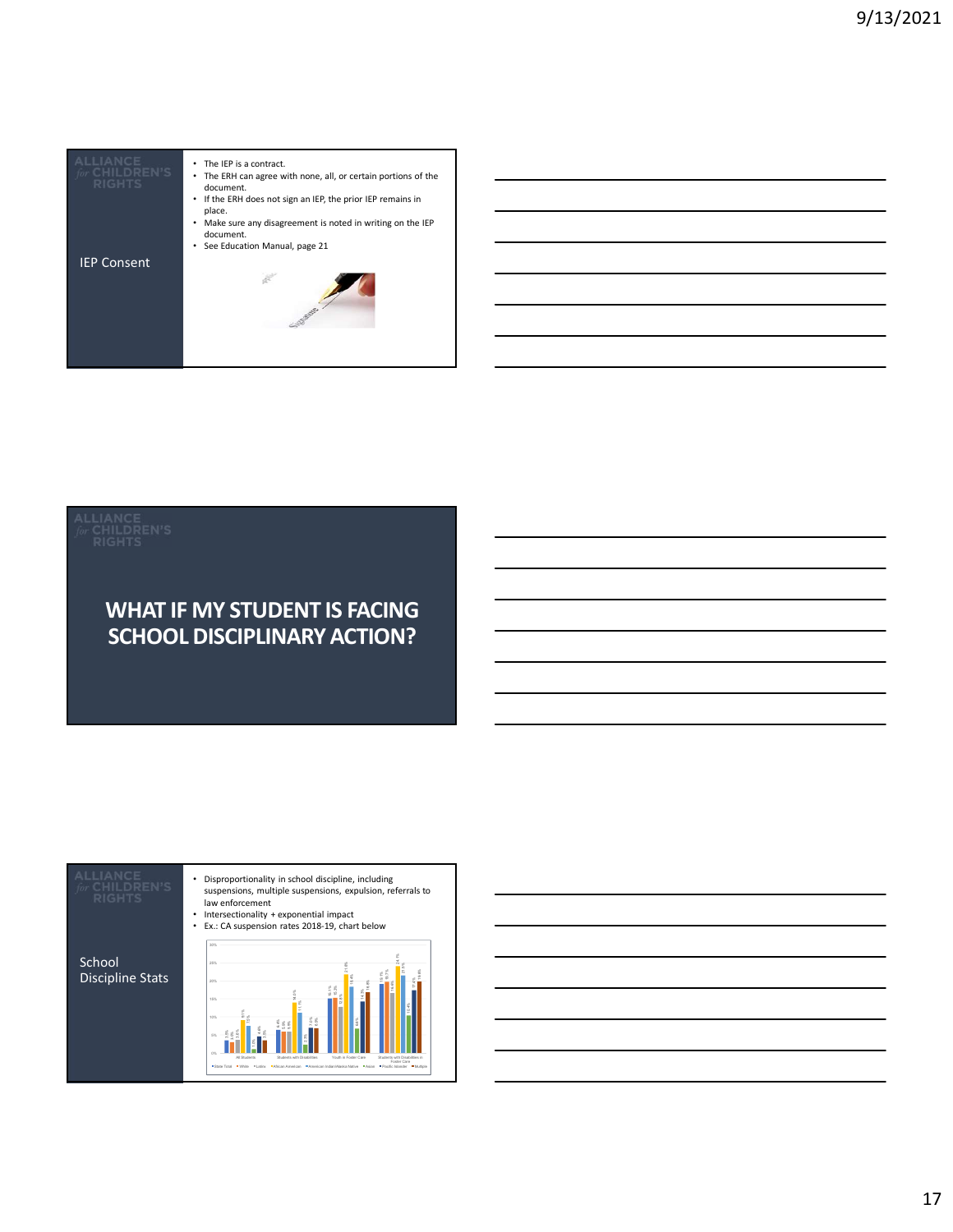## IEP Consent

- The IEP is a contract.
- The ERH can agree with none, all, or certain portions of the document.
- If the ERH does not sign an IEP, the prior IEP remains in place.
- Make sure any disagreement is noted in writing on the IEP document.
- See Education Manual, page 21

# WHAT IF MY STUDENT IS FACING SCHOOL DISCIPLINARY ACTION?

## School Discipline Stats

- Disproportionality in school discipline, including suspensions, multiple suspensions, expulsion, referrals to law enforcement
- Intersectionality + exponential impact
- Ex.: CA suspension rates 2018-19, chart below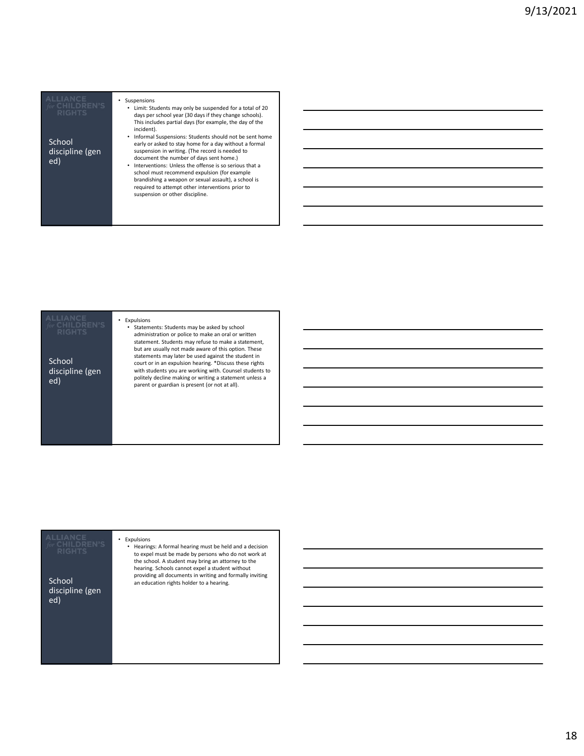## School discipline (gen ed)

- Suspensions
  - Limit: Students may only be suspended for a total of 20 days per school year (30 days if they change schools). This includes partial days (for example, the day of the incident).
  - Informal Suspensions: Students should not be sent home early or asked to stay home for a day without a formal suspension in writing. (The record is needed to document the number of days sent home.)
  - Interventions: Unless the offense is so serious that a school must recommend expulsion (for example brandishing a weapon or sexual assault), a school is required to attempt other interventions prior to suspension or other discipline.

## School discipline (gen ed)

- Expulsions
  - Statements: Students may be asked by school administration or police to make an oral or written statement. Students may refuse to make a statement, but are usually not made aware of this option. These statements may later be used against the student in court or in an expulsion hearing. *Discuss these rights with students you are working with. Counsel students to politely decline making or writing a statement unless a parent or guardian is present (or not at all).

## School discipline (gen ed)

- Expulsions
  - Hearings: A formal hearing must be held and a decision to expel must be made by persons who do not work at the school. A student may bring an attorney to the hearing. Schools cannot expel a student without providing all documents in writing and formally inviting an education rights holder to a hearing.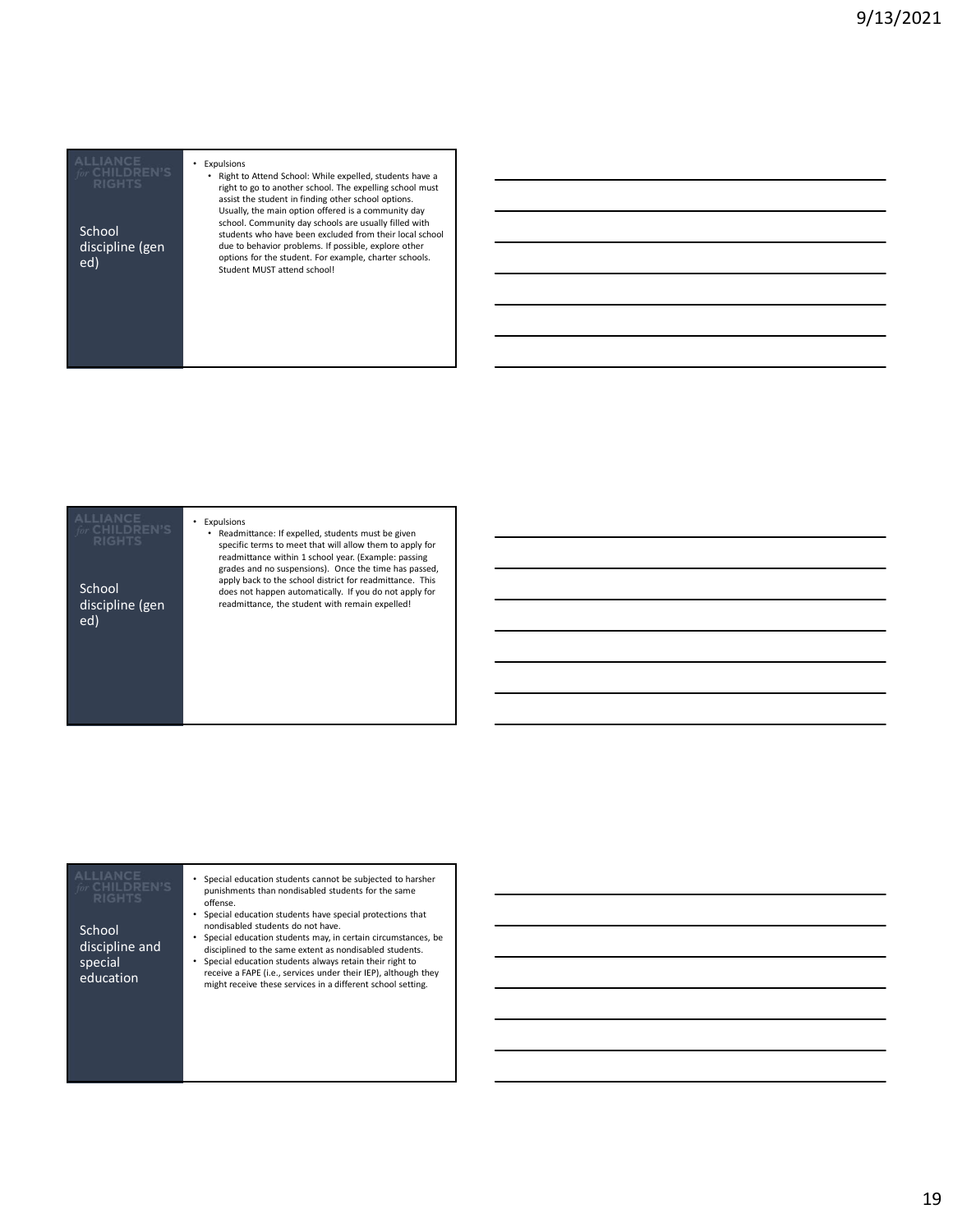## School discipline (gen ed)

- Expulsions
  - Right to Attend School: While expelled, students have a right to go to another school. The expelling school must assist the student in finding other school options. Usually, the main option offered is a community day school. Community day schools are usually filled with students who have been excluded from their local school due to behavior problems. If possible, explore other options for the student. For example, charter schools. Student MUST attend school!

## School discipline (gen ed)

- Expulsions
  - Readmittance: If expelled, students must be given specific terms to meet that will allow them to apply for readmittance within 1 school year. (Example: passing grades and no suspensions). Once the time has passed, apply back to the school district for readmittance. This does not happen automatically. If you do not apply for readmittance, the student with remain expelled!

## School discipline and special education

- Special education students cannot be subjected to harsher punishments than nondisabled students for the same offense.
- Special education students have special protections that nondisabled students do not have.
- Special education students may, in certain circumstances, be disciplined to the same extent as nondisabled students.
- Special education students always retain their right to receive a FAPE (i.e., services under their IEP), although they might receive these services in a different school setting.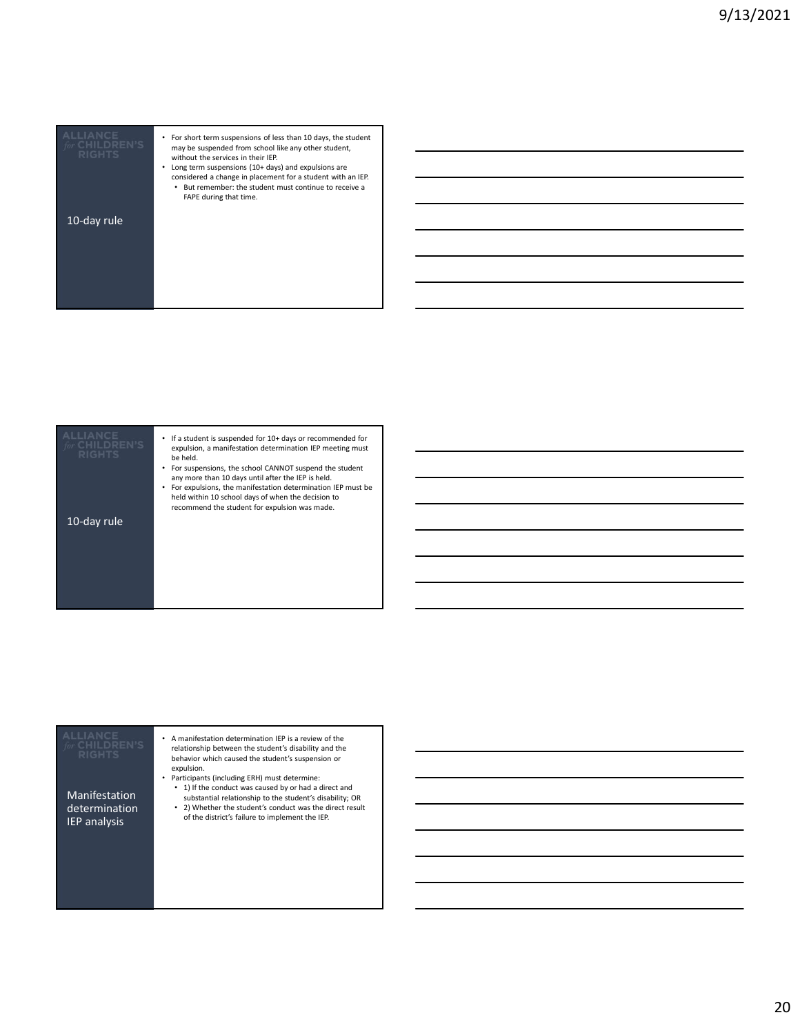## 10-day rule

- For short term suspensions of less than 10 days, the student may be suspended from school like any other student, without the services in their IEP.
- Long term suspensions (10+ days) and expulsions are considered a change in placement for a student with an IEP.
  - But remember: the student must continue to receive a FAPE during that time.

## 10-day rule

- If a student is suspended for 10+ days or recommended for expulsion, a manifestation determination IEP meeting must be held.
- For suspensions, the school CANNOT suspend the student any more than 10 days until after the IEP is held.
- For expulsions, the manifestation determination IEP must be held within 10 school days of when the decision to recommend the student for expulsion was made.

## Manifestation determination IEP analysis

- A manifestation determination IEP is a review of the relationship between the student's disability and the behavior which caused the student's suspension or expulsion.
- Participants (including ERH) must determine:
  - 1) If the conduct was caused by or had a direct and substantial relationship to the student's disability; OR
  - 2) Whether the student's conduct was the direct result of the district's failure to implement the IEP.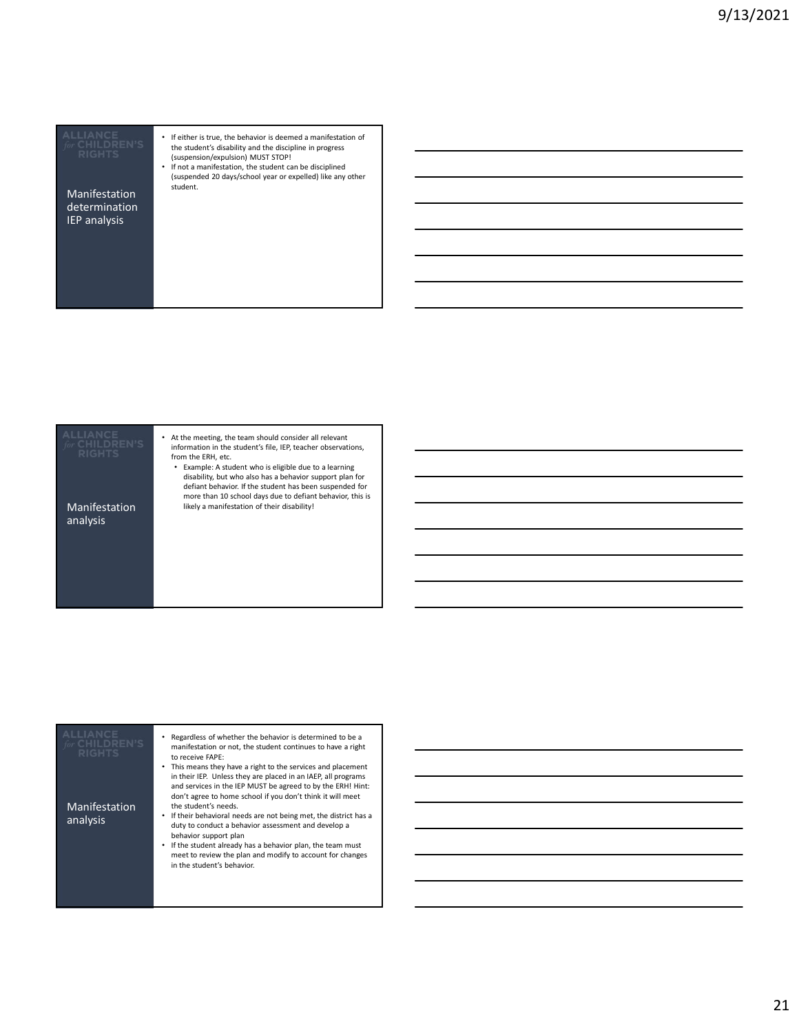## Manifestation determination IEP analysis

- If either is true, the behavior is deemed a manifestation of the student's disability and the discipline in progress (suspension/expulsion) MUST STOP!
- If not a manifestation, the student can be disciplined (suspended 20 days/school year or expelled) like any other student.

## Manifestation analysis

- At the meeting, the team should consider all relevant information in the student's file, IEP, teacher observations, from the ERH, etc.
  - Example: A student who is eligible due to a learning disability, but who also has a behavior support plan for defiant behavior. If the student has been suspended for more than 10 school days due to defiant behavior, this is likely a manifestation of their disability!

## Manifestation analysis

- Regardless of whether the behavior is determined to be a manifestation or not, the student continues to have a right to receive FAPE:
- This means they have a right to the services and placement in their IEP. Unless they are placed in an IAEP, all programs and services in the IEP MUST be agreed to by the ERH! Hint: don't agree to home school if you don't think it will meet the student's needs.
- If their behavioral needs are not being met, the district has a duty to conduct a behavior assessment and develop a behavior support plan
- If the student already has a behavior plan, the team must meet to review the plan and modify to account for changes in the student's behavior.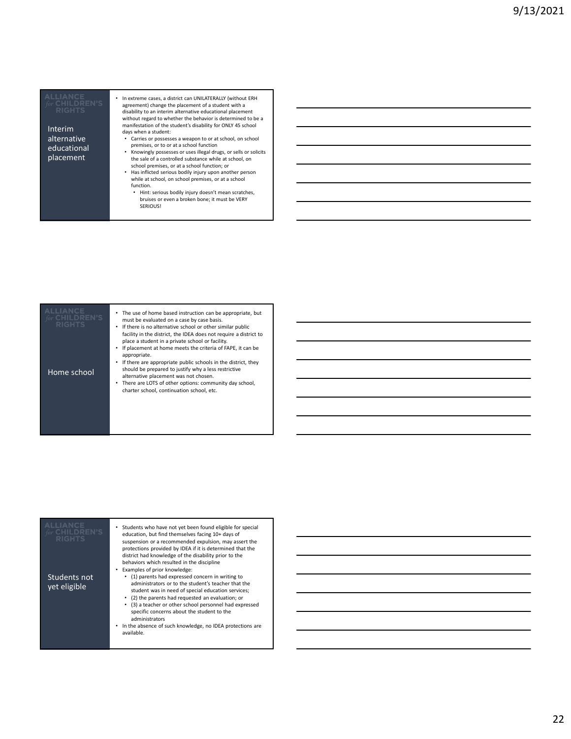## Interim alternative educational placement

- In extreme cases, a district can UNILATERALLY (without ERH agreement) change the placement of a student with a disability to an interim alternative educational placement without regard to whether the behavior is determined to be a manifestation of the student's disability for ONLY 45 school days when a student:
  - Carries or possesses a weapon to or at school, on school premises, or to or at a school function
  - Knowingly possesses or uses illegal drugs, or sells or solicits the sale of a controlled substance while at school, on school premises, or at a school function; or
  - Has inflicted serious bodily injury upon another person while at school, on school premises, or at a school function.
    - Hint: serious bodily injury doesn't mean scratches, bruises or even a broken bone; it must be VERY SERIOUS!

## Home school

- The use of home based instruction can be appropriate, but must be evaluated on a case by case basis.
- If there is no alternative school or other similar public facility in the district, the IDEA does not require a district to place a student in a private school or facility.
- If placement at home meets the criteria of FAPE, it can be appropriate.
- If there are appropriate public schools in the district, they should be prepared to justify why a less restrictive alternative placement was not chosen.
- There are LOTS of other options: community day school, charter school, continuation school, etc.

## Students not yet eligible

- Students who have not yet been found eligible for special education, but find themselves facing 10+ days of suspension or a recommended expulsion, may assert the protections provided by IDEA if it is determined that the district had knowledge of the disability prior to the behaviors which resulted in the discipline
- Examples of prior knowledge:
  - (1) parents had expressed concern in writing to administrators or to the student's teacher that the student was in need of special education services;
  - (2) the parents had requested an evaluation; or
  - (3) a teacher or other school personnel had expressed specific concerns about the student to the administrators
- In the absence of such knowledge, no IDEA protections are available.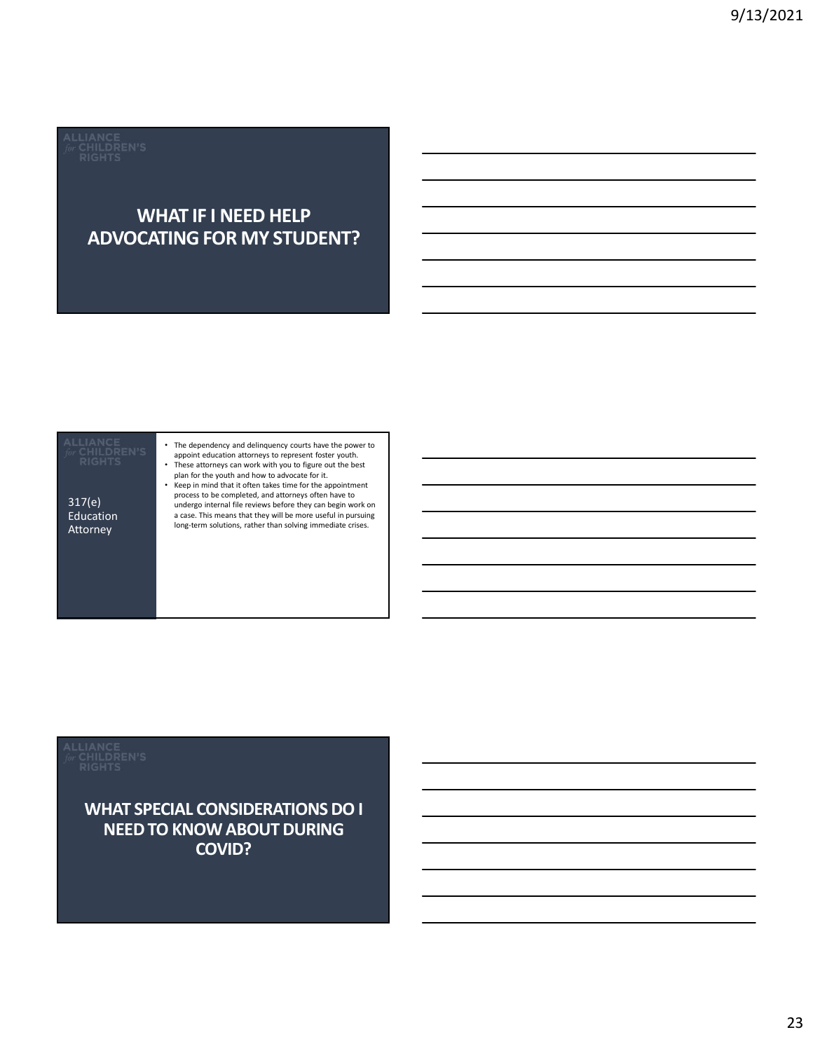## WHAT IF I NEED HELP ADVOCATING FOR MY STUDENT?

### 317(e) Education Attorney

- The dependency and delinquency courts have the power to appoint education attorneys to represent foster youth.
- These attorneys can work with you to figure out the best plan for the youth and how to advocate for it.
- Keep in mind that it often takes time for the appointment process to be completed, and attorneys often have to undergo internal file reviews before they can begin work on a case. This means that they will be more useful in pursuing long-term solutions, rather than solving immediate crises.

## WHAT SPECIAL CONSIDERATIONS DO I NEED TO KNOW ABOUT DURING COVID?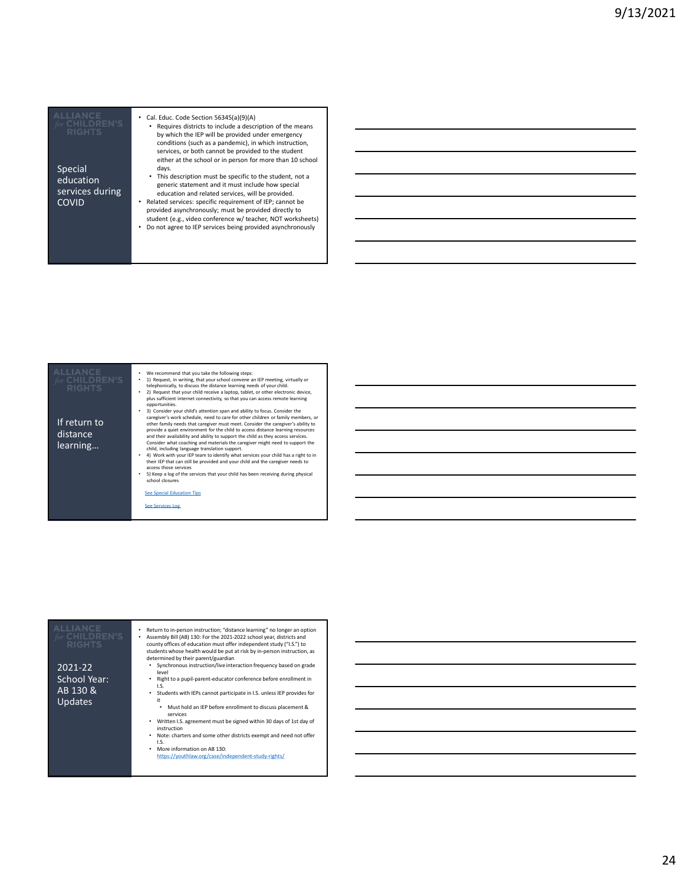## Special education services during COVID

- Cal. Educ. Code Section 56345(a)(9)(A)
  - Requires districts to include a description of the means by which the IEP will be provided under emergency conditions (such as a pandemic), in which instruction, services, or both cannot be provided to the student either at the school or in person for more than 10 school days.
  - This description must be specific to the student, not a generic statement and it must include how special education and related services, will be provided.
- Related services: specific requirement of IEP; cannot be provided asynchronously; must be provided directly to student (e.g., video conference w/ teacher, NOT worksheets)
- Do not agree to IEP services being provided asynchronously

## If return to distance learning…

- We recommend that you take the following steps:
- 1) Request, in writing, that your school convene an IEP meeting, virtually or telephonically, to discuss the distance learning needs of your child.
- 2) Request that your child receive a laptop, tablet, or other electronic device, plus sufficient internet connectivity, so that you can access remote learning opportunities.
- 3) Consider your child's attention span and ability to focus. Consider the caregiver's work schedule, need to care for other children or family members, or other family needs that caregiver must meet. Consider the caregiver's ability to provide a quiet environment for the child to access distance learning resources and their availability and ability to support the child as they access services. Consider what coaching and materials the caregiver might need to support the child, including language translation support.
- 4) Work with your IEP team to identify what services your child has a right to in their IEP that can still be provided and your child and the caregiver needs to access those services
- 5) Keep a log of the services that your child has been receiving during physical school closures

See Special Education Tips

See Services Log

## 2021-22 School Year: AB 130 & Updates

- Return to in-person instruction; "distance learning" no longer an option
- Assembly Bill (AB) 130: For the 2021-2022 school year, districts and county offices of education must offer independent study ("I.S.") to students whose health would be put at risk by in-person instruction, as determined by their parent/guardian
  - Synchronous instruction/live interaction frequency based on grade level
  - Right to a pupil-parent-educator conference before enrollment in I.S.
  - Students with IEPs cannot participate in I.S. unless IEP provides for it
    - Must hold an IEP before enrollment to discuss placement & services
  - Written I.S. agreement must be signed within 30 days of 1st day of instruction
  - Note: charters and some other districts exempt and need not offer I.S.
  - More information on AB 130: https://youthlaw.org/case/independent-study-rights/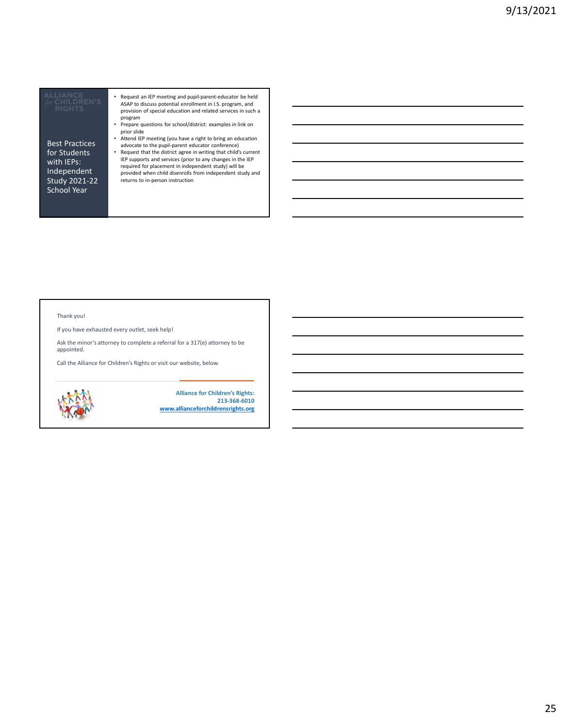ALLIANCE *for* CHILDREN'S RIGHTS

## Best Practices for Students with IEPs: Independent Study 2021-22 School Year

- Request an IEP meeting and pupil-parent-educator be held ASAP to discuss potential enrollment in I.S. program, and provision of special education and related services in such a program
- Prepare questions for school/district: examples in link on prior slide
- Attend IEP meeting (you have a right to bring an education advocate to the pupil-parent educator conference)
- Request that the district agree in writing that child's current IEP supports and services (prior to any changes in the IEP required for placement in independent study) will be provided when child disenrolls from independent study and returns to in-person instruction

Thank you!

If you have exhausted every outlet, seek help!

Ask the minor's attorney to complete a referral for a 317(e) attorney to be appointed.

Call the Alliance for Children's Rights or visit our website, below.

**Alliance for Children's Rights:**
**213-368-6010**
**www.allianceforchildrensrights.org**